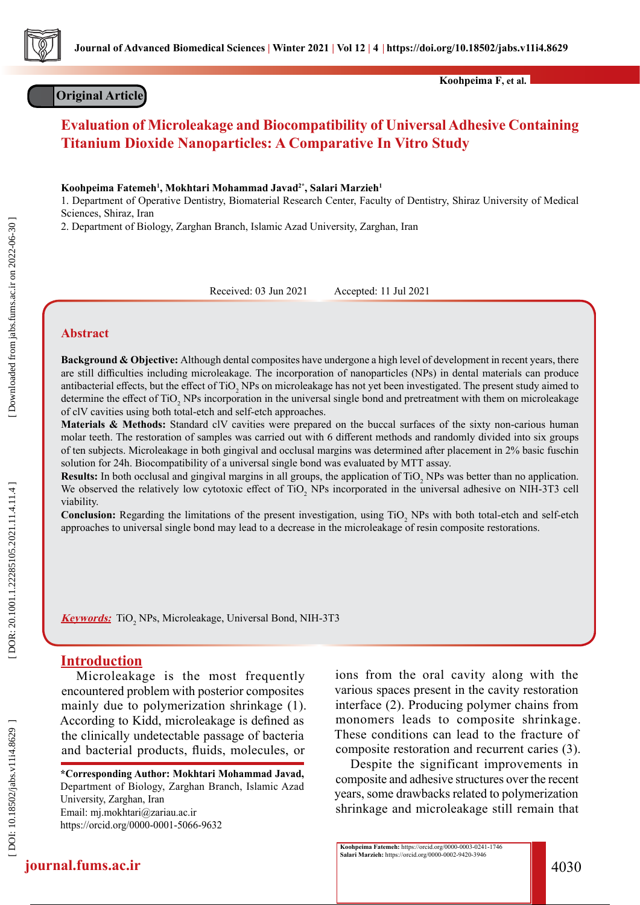Original Article

# Evaluation of Microleakage and Biocompatibility of Universal Adhesive Containing Titanium Dioxide Nanoparticles: A Comparative In Vitro Study

**Koohpeima Fatemeh[1], Mokhtari Mohammad Javad[2*], Salari Marzieh[1]**

1. Department of Operative Dentistry, Biomaterial Research Center, Faculty of Dentistry, Shiraz University of Medical Sciences, Shiraz, Iran
2. Department of Biology, Zarghan Branch, Islamic Azad University, Zarghan, Iran

Received: 03 Jun 2021 Accepted: 11 Jul 2021

## Abstract

**Background & Objective:** Although dental composites have undergone a high level of development in recent years, there are still difficulties including microleakage. The incorporation of nanoparticles (NPs) in dental materials can produce antibacterial effects, but the effect of $TiO_2$ NPs on microleakage has not yet been investigated. The present study aimed to determine the effect of $TiO_2$ NPs incorporation in the universal single bond and pretreatment with them on microleakage of clV cavities using both total-etch and self-etch approaches.

**Materials & Methods:** Standard clV cavities were prepared on the buccal surfaces of the sixty non-carious human molar teeth. The restoration of samples was carried out with 6 different methods and randomly divided into six groups of ten subjects. Microleakage in both gingival and occlusal margins was determined after placement in 2% basic fuschin solution for 24h. Biocompatibility of a universal single bond was evaluated by MTT assay.

**Results:** In both occlusal and gingival margins in all groups, the application of $TiO_2$ NPs was better than no application. We observed the relatively low cytotoxic effect of $TiO_2$ NPs incorporated in the universal adhesive on NIH-3T3 cell viability.

**Conclusion:** Regarding the limitations of the present investigation, using $TiO_2$ NPs with both total-etch and self-etch approaches to universal single bond may lead to a decrease in the microleakage of resin composite restorations.

***Keywords:*** $TiO_2$ NPs, Microleakage, Universal Bond, NIH-3T3

## Introduction

Microleakage is the most frequently encountered problem with posterior composites mainly due to polymerization shrinkage (1). According to Kidd, microleakage is defined as the clinically undetectable passage of bacteria and bacterial products, fluids, molecules, or ions from the oral cavity along with the various spaces present in the cavity restoration interface (2). Producing polymer chains from monomers leads to composite shrinkage. These conditions can lead to the fracture of composite restoration and recurrent caries (3).

Despite the significant improvements in composite and adhesive structures over the recent years, some drawbacks related to polymerization shrinkage and microleakage still remain that

**\*Corresponding Author: Mokhtari Mohammad Javad,** Department of Biology, Zarghan Branch, Islamic Azad University, Zarghan, Iran
Email: mj.mokhtari@zariau.ac.ir
https://orcid.org/0000-0001-5066-9632

**Koohpeima Fatemeh:** https://orcid.org/0000-0003-0241-1746
**Salari Marzieh:** https://orcid.org/0000-0002-9420-3946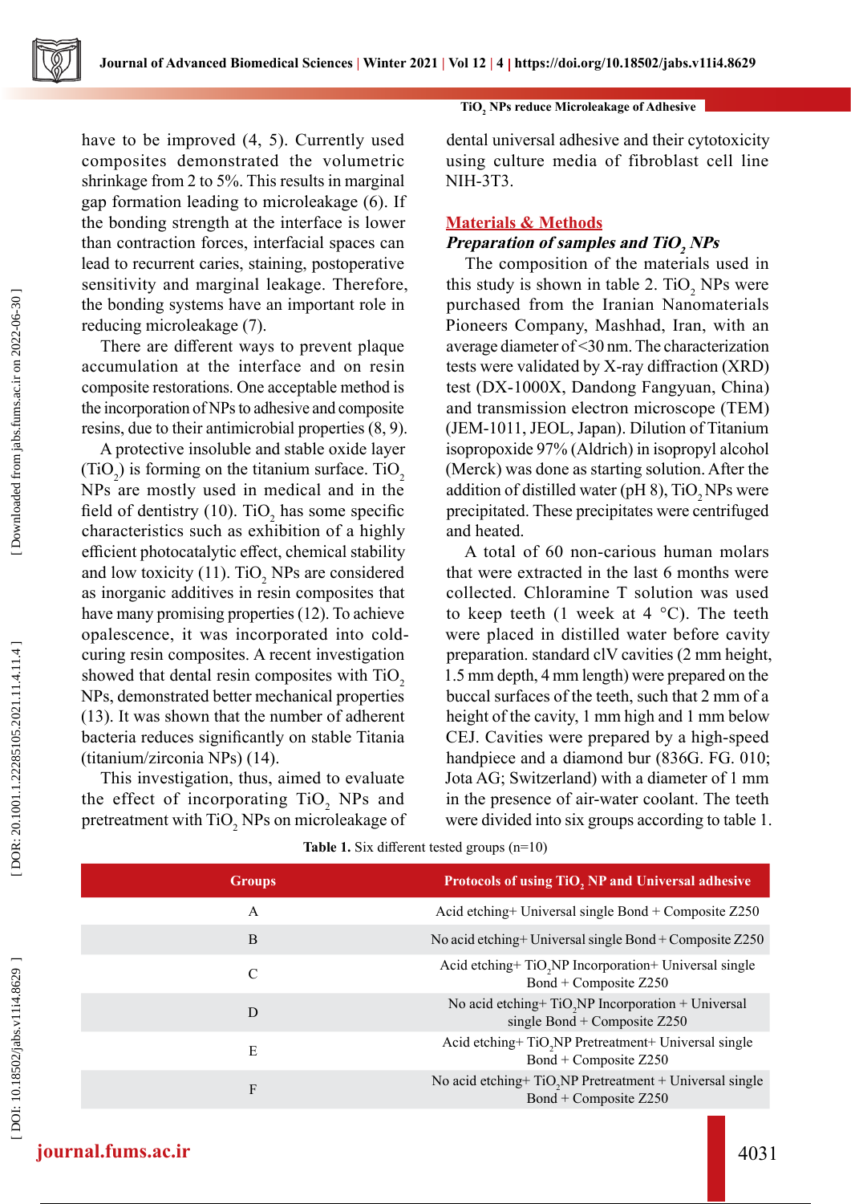have to be improved (4, 5). Currently used composites demonstrated the volumetric shrinkage from 2 to 5%. This results in marginal gap formation leading to microleakage (6). If the bonding strength at the interface is lower than contraction forces, interfacial spaces can lead to recurrent caries, staining, postoperative sensitivity and marginal leakage. Therefore, the bonding systems have an important role in reducing microleakage (7).

There are different ways to prevent plaque accumulation at the interface and on resin composite restorations. One acceptable method is the incorporation of NPs to adhesive and composite resins, due to their antimicrobial properties (8, 9).

A protective insoluble and stable oxide layer ($TiO_2$) is forming on the titanium surface. $TiO_2$ NPs are mostly used in medical and in the field of dentistry (10). $TiO_2$ has some specific characteristics such as exhibition of a highly efficient photocatalytic effect, chemical stability and low toxicity (11). $TiO_2$ NPs are considered as inorganic additives in resin composites that have many promising properties (12). To achieve opalescence, it was incorporated into cold-curing resin composites. A recent investigation showed that dental resin composites with $TiO_2$ NPs, demonstrated better mechanical properties (13). It was shown that the number of adherent bacteria reduces significantly on stable Titania (titanium/zirconia NPs) (14).

This investigation, thus, aimed to evaluate the effect of incorporating $TiO_2$ NPs and pretreatment with $TiO_2$ NPs on microleakage of dental universal adhesive and their cytotoxicity using culture media of fibroblast cell line NIH-3T3.

## Materials & Methods

### *Preparation of samples and $TiO_2$ NPs*

The composition of the materials used in this study is shown in table 2. $TiO_2$ NPs were purchased from the Iranian Nanomaterials Pioneers Company, Mashhad, Iran, with an average diameter of <30 nm. The characterization tests were validated by X-ray diffraction (XRD) test (DX-1000X, Dandong Fangyuan, China) and transmission electron microscope (TEM) (JEM-1011, JEOL, Japan). Dilution of Titanium isopropoxide 97% (Aldrich) in isopropyl alcohol (Merck) was done as starting solution. After the addition of distilled water (pH 8), $TiO_2$ NPs were precipitated. These precipitates were centrifuged and heated.

A total of 60 non-carious human molars that were extracted in the last 6 months were collected. Chloramine T solution was used to keep teeth (1 week at 4 °C). The teeth were placed in distilled water before cavity preparation. standard clV cavities (2 mm height, 1.5 mm depth, 4 mm length) were prepared on the buccal surfaces of the teeth, such that 2 mm of a height of the cavity, 1 mm high and 1 mm below CEJ. Cavities were prepared by a high-speed handpiece and a diamond bur (836G. FG. 010; Jota AG; Switzerland) with a diameter of 1 mm in the presence of air-water coolant. The teeth were divided into six groups according to table 1.

**Table 1.** Six different tested groups (n=10)

| Groups | Protocols of using $TiO_2$ NP and Universal adhesive |
|---|---|
| A | Acid etching+ Universal single Bond + Composite Z250 |
| B | No acid etching+ Universal single Bond + Composite Z250 |
| C | Acid etching+ $TiO_2$NP Incorporation+ Universal single Bond + Composite Z250 |
| D | No acid etching+ $TiO_2$NP Incorporation + Universal single Bond + Composite Z250 |
| E | Acid etching+ $TiO_2$NP Pretreatment+ Universal single Bond + Composite Z250 |
| F | No acid etching+ $TiO_2$NP Pretreatment + Universal single Bond + Composite Z250 |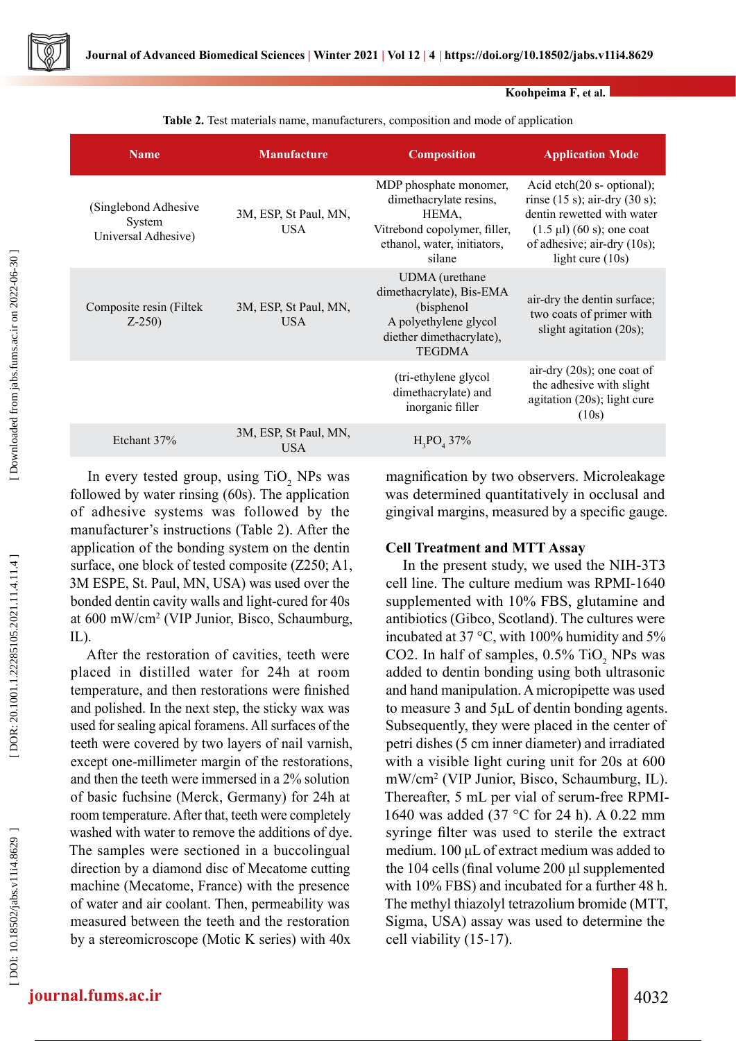**Table 2.** Test materials name, manufacturers, composition and mode of application

| Name | Manufacture | Composition | Application Mode |
|---|---|---|---|
| (Singlebond Adhesive System Universal Adhesive) | 3M, ESP, St Paul, MN, USA | MDP phosphate monomer, dimethacrylate resins, HEMA, Vitrebond copolymer, filler, ethanol, water, initiators, silane | Acid etch(20 s- optional); rinse (15 s); air-dry (30 s); dentin rewetted with water (1.5 µl) (60 s); one coat of adhesive; air-dry (10s); light cure (10s) |
| Composite resin (Filtek Z-250) | 3M, ESP, St Paul, MN, USA | UDMA (urethane dimethacrylate), Bis-EMA (bisphenol A polyethylene glycol diether dimethacrylate), TEGDMA | air-dry the dentin surface; two coats of primer with slight agitation (20s); |
| | | (tri-ethylene glycol dimethacrylate) and inorganic filler | air-dry (20s); one coat of the adhesive with slight agitation (20s); light cure (10s) |
| Etchant 37% | 3M, ESP, St Paul, MN, USA | $H_3PO_4$ 37% | |

In every tested group, using $TiO_2$ NPs was followed by water rinsing (60s). The application of adhesive systems was followed by the manufacturer's instructions (Table 2). After the application of the bonding system on the dentin surface, one block of tested composite (Z250; A1, 3M ESPE, St. Paul, MN, USA) was used over the bonded dentin cavity walls and light-cured for 40s at 600 mW/cm$^2$ (VIP Junior, Bisco, Schaumburg, IL).

After the restoration of cavities, teeth were placed in distilled water for 24h at room temperature, and then restorations were finished and polished. In the next step, the sticky wax was used for sealing apical foramens. All surfaces of the teeth were covered by two layers of nail varnish, except one-millimeter margin of the restorations, and then the teeth were immersed in a 2% solution of basic fuchsine (Merck, Germany) for 24h at room temperature. After that, teeth were completely washed with water to remove the additions of dye. The samples were sectioned in a buccolingual direction by a diamond disc of Mecatome cutting machine (Mecatome, France) with the presence of water and air coolant. Then, permeability was measured between the teeth and the restoration by a stereomicroscope (Motic K series) with 40x magnification by two observers. Microleakage was determined quantitatively in occlusal and gingival margins, measured by a specific gauge.

## Cell Treatment and MTT Assay

In the present study, we used the NIH-3T3 cell line. The culture medium was RPMI-1640 supplemented with 10% FBS, glutamine and antibiotics (Gibco, Scotland). The cultures were incubated at 37 °C, with 100% humidity and 5% $CO_2$. In half of samples, 0.5% $TiO_2$ NPs was added to dentin bonding using both ultrasonic and hand manipulation. A micropipette was used to measure 3 and 5µL of dentin bonding agents. Subsequently, they were placed in the center of petri dishes (5 cm inner diameter) and irradiated with a visible light curing unit for 20s at 600 mW/cm$^2$ (VIP Junior, Bisco, Schaumburg, IL). Thereafter, 5 mL per vial of serum-free RPMI-1640 was added (37 °C for 24 h). A 0.22 mm syringe filter was used to sterile the extract medium. 100 µL of extract medium was added to the 104 cells (final volume 200 µl supplemented with 10% FBS) and incubated for a further 48 h. The methyl thiazolyl tetrazolium bromide (MTT, Sigma, USA) assay was used to determine the cell viability (15-17).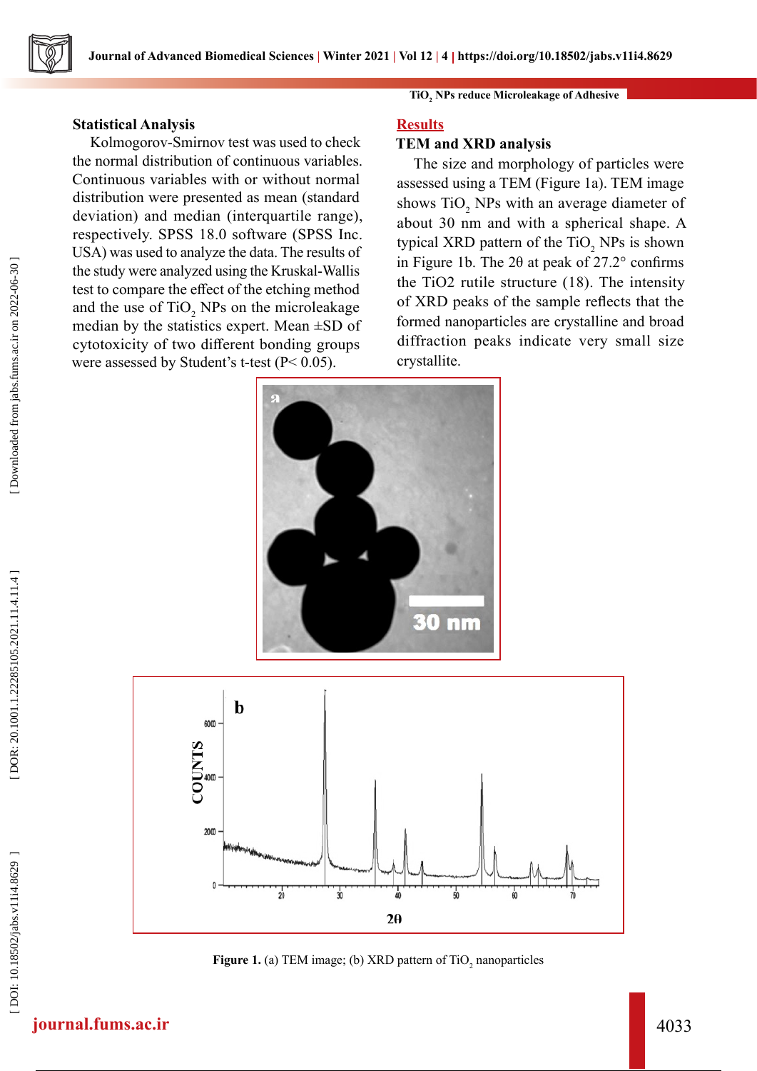## Statistical Analysis

Kolmogorov-Smirnov test was used to check the normal distribution of continuous variables. Continuous variables with or without normal distribution were presented as mean (standard deviation) and median (interquartile range), respectively. SPSS 18.0 software (SPSS Inc. USA) was used to analyze the data. The results of the study were analyzed using the Kruskal-Wallis test to compare the effect of the etching method and the use of $TiO_2$ NPs on the microleakage median by the statistics expert. Mean ±SD of cytotoxicity of two different bonding groups were assessed by Student's t-test (P< 0.05).

## Results

### TEM and XRD analysis

The size and morphology of particles were assessed using a TEM (Figure 1a). TEM image shows $TiO_2$ NPs with an average diameter of about 30 nm and with a spherical shape. A typical XRD pattern of the $TiO_2$ NPs is shown in Figure 1b. The 2θ at peak of 27.2° confirms the TiO2 rutile structure (18). The intensity of XRD peaks of the sample reflects that the formed nanoparticles are crystalline and broad diffraction peaks indicate very small size crystallite.

**Figure 1.** (a) TEM image; (b) XRD pattern of $TiO_2$ nanoparticles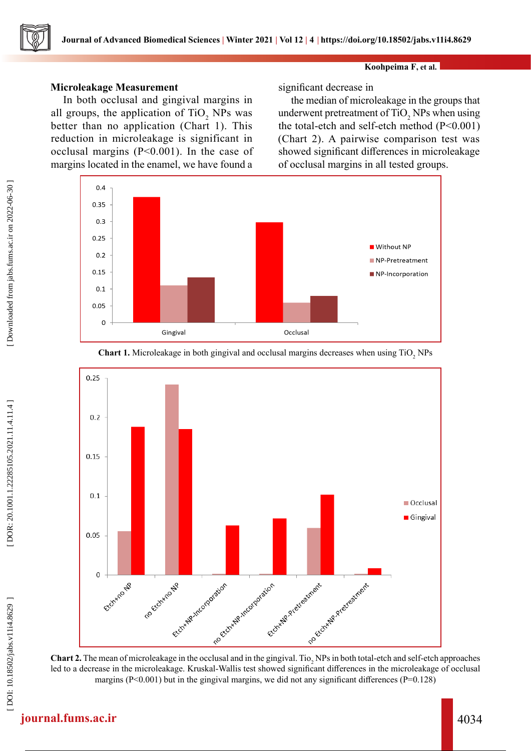### Microleakage Measurement

In both occlusal and gingival margins in all groups, the application of $TiO_2$ NPs was better than no application (Chart 1). This reduction in microleakage is significant in occlusal margins (P<0.001). In the case of margins located in the enamel, we have found a significant decrease in the median of microleakage in the groups that underwent pretreatment of $TiO_2$ NPs when using the total-etch and self-etch method (P<0.001) (Chart 2). A pairwise comparison test was showed significant differences in microleakage of occlusal margins in all tested groups.

**Chart 1.** Microleakage in both gingival and occlusal margins decreases when using $TiO_2$ NPs

**Chart 2.** The mean of microleakage in the occlusal and in the gingival. $Tio_2$ NPs in both total-etch and self-etch approaches led to a decrease in the microleakage. Kruskal-Wallis test showed significant differences in the microleakage of occlusal margins (P<0.001) but in the gingival margins, we did not any significant differences (P=0.128)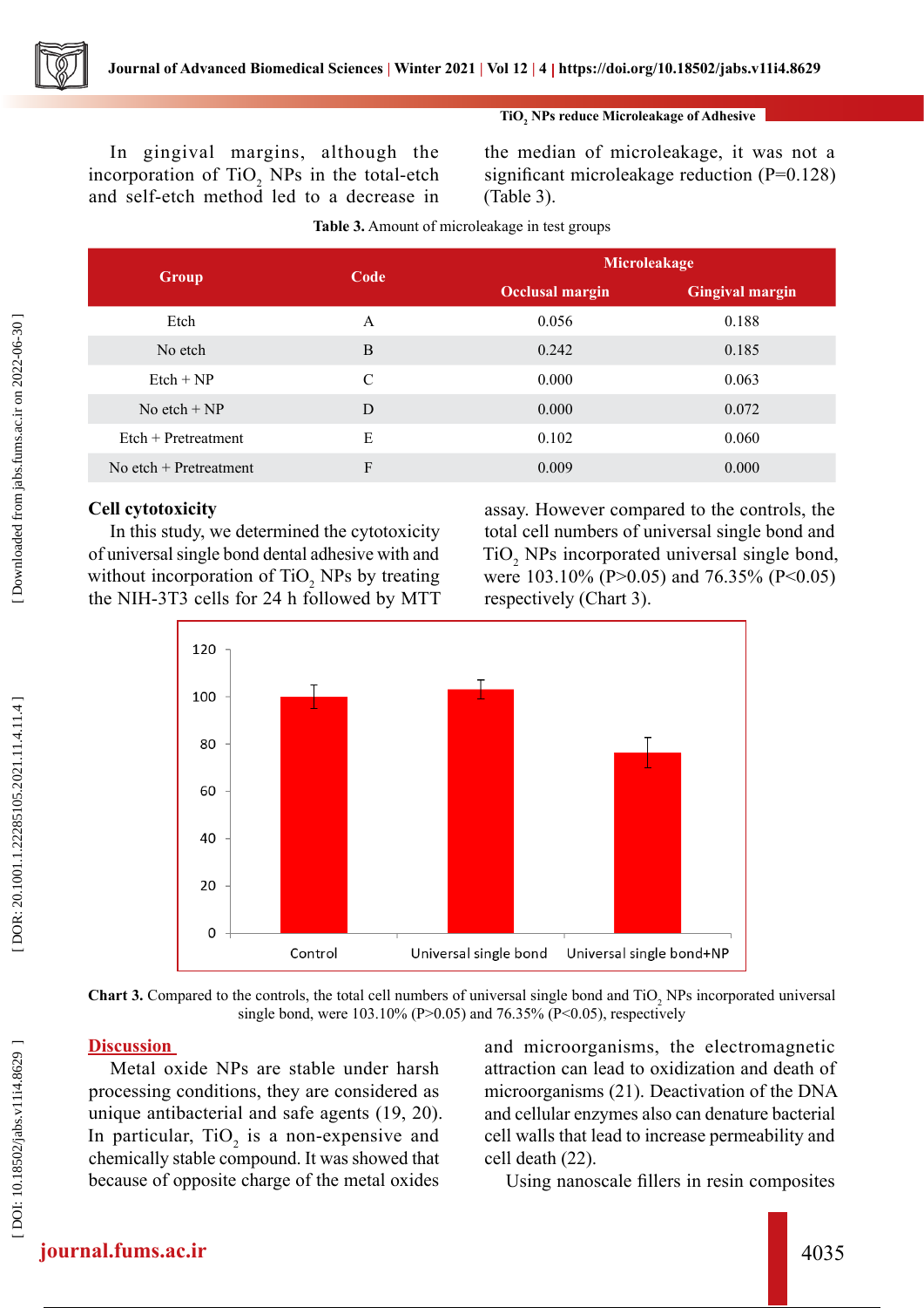In gingival margins, although the incorporation of $TiO_2$ NPs in the total-etch and self-etch method led to a decrease in the median of microleakage, it was not a significant microleakage reduction (P=0.128) (Table 3).

**Table 3.** Amount of microleakage in test groups

| Group | Code | Microleakage | |
|---|---|---|---|
| | | Occlusal margin | Gingival margin |
| Etch | A | 0.056 | 0.188 |
| No etch | B | 0.242 | 0.185 |
| Etch + NP | C | 0.000 | 0.063 |
| No etch + NP | D | 0.000 | 0.072 |
| Etch + Pretreatment | E | 0.102 | 0.060 |
| No etch + Pretreatment | F | 0.009 | 0.000 |

### Cell cytotoxicity

In this study, we determined the cytotoxicity of universal single bond dental adhesive with and without incorporation of $TiO_2$ NPs by treating the NIH-3T3 cells for 24 h followed by MTT assay. However compared to the controls, the total cell numbers of universal single bond and $TiO_2$ NPs incorporated universal single bond, were 103.10% (P>0.05) and 76.35% (P<0.05) respectively (Chart 3).

**Chart 3.** Compared to the controls, the total cell numbers of universal single bond and $TiO_2$ NPs incorporated universal single bond, were 103.10% (P>0.05) and 76.35% (P<0.05), respectively

## Discussion

Metal oxide NPs are stable under harsh processing conditions, they are considered as unique antibacterial and safe agents (19, 20). In particular, $TiO_2$ is a non-expensive and chemically stable compound. It was showed that because of opposite charge of the metal oxides and microorganisms, the electromagnetic attraction can lead to oxidization and death of microorganisms (21). Deactivation of the DNA and cellular enzymes also can denature bacterial cell walls that lead to increase permeability and cell death (22).

Using nanoscale fillers in resin composites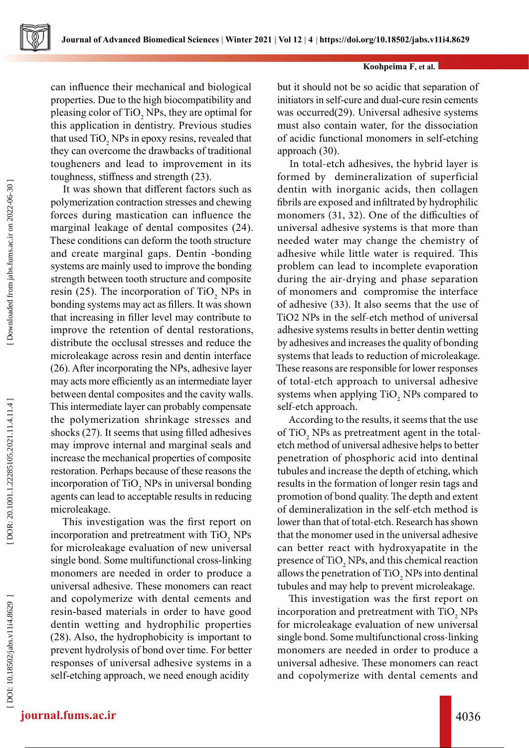can influence their mechanical and biological properties. Due to the high biocompatibility and pleasing color of $TiO_2$ NPs, they are optimal for this application in dentistry. Previous studies that used $TiO_2$ NPs in epoxy resins, revealed that they can overcome the drawbacks of traditional tougheners and lead to improvement in its toughness, stiffness and strength (23).

It was shown that different factors such as polymerization contraction stresses and chewing forces during mastication can influence the marginal leakage of dental composites (24). These conditions can deform the tooth structure and create marginal gaps. Dentin -bonding systems are mainly used to improve the bonding strength between tooth structure and composite resin (25). The incorporation of $TiO_2$ NPs in bonding systems may act as fillers. It was shown that increasing in filler level may contribute to improve the retention of dental restorations, distribute the occlusal stresses and reduce the microleakage across resin and dentin interface (26). After incorporating the NPs, adhesive layer may acts more efficiently as an intermediate layer between dental composites and the cavity walls. This intermediate layer can probably compensate the polymerization shrinkage stresses and shocks (27). It seems that using filled adhesives may improve internal and marginal seals and increase the mechanical properties of composite restoration. Perhaps because of these reasons the incorporation of $TiO_2$ NPs in universal bonding agents can lead to acceptable results in reducing microleakage.

This investigation was the first report on incorporation and pretreatment with $TiO_2$ NPs for microleakage evaluation of new universal single bond. Some multifunctional cross-linking monomers are needed in order to produce a universal adhesive. These monomers can react and copolymerize with dental cements and resin-based materials in order to have good dentin wetting and hydrophilic properties (28). Also, the hydrophobicity is important to prevent hydrolysis of bond over time. For better responses of universal adhesive systems in a self-etching approach, we need enough acidity but it should not be so acidic that separation of initiators in self-cure and dual-cure resin cements was occurred(29). Universal adhesive systems must also contain water, for the dissociation of acidic functional monomers in self-etching approach (30).

In total-etch adhesives, the hybrid layer is formed by demineralization of superficial dentin with inorganic acids, then collagen fibrils are exposed and infiltrated by hydrophilic monomers (31, 32). One of the difficulties of universal adhesive systems is that more than needed water may change the chemistry of adhesive while little water is required. This problem can lead to incomplete evaporation during the air-drying and phase separation of monomers and compromise the interface of adhesive (33). It also seems that the use of TiO2 NPs in the self-etch method of universal adhesive systems results in better dentin wetting by adhesives and increases the quality of bonding systems that leads to reduction of microleakage. These reasons are responsible for lower responses of total-etch approach to universal adhesive systems when applying $TiO_2$ NPs compared to self-etch approach.

According to the results, it seems that the use of $TiO_2$ NPs as pretreatment agent in the total-etch method of universal adhesive helps to better penetration of phosphoric acid into dentinal tubules and increase the depth of etching, which results in the formation of longer resin tags and promotion of bond quality. The depth and extent of demineralization in the self-etch method is lower than that of total-etch. Research has shown that the monomer used in the universal adhesive can better react with hydroxyapatite in the presence of $TiO_2$ NPs, and this chemical reaction allows the penetration of $TiO_2$ NPs into dentinal tubules and may help to prevent microleakage.

This investigation was the first report on incorporation and pretreatment with $TiO_2$ NPs for microleakage evaluation of new universal single bond. Some multifunctional cross-linking monomers are needed in order to produce a universal adhesive. These monomers can react and copolymerize with dental cements and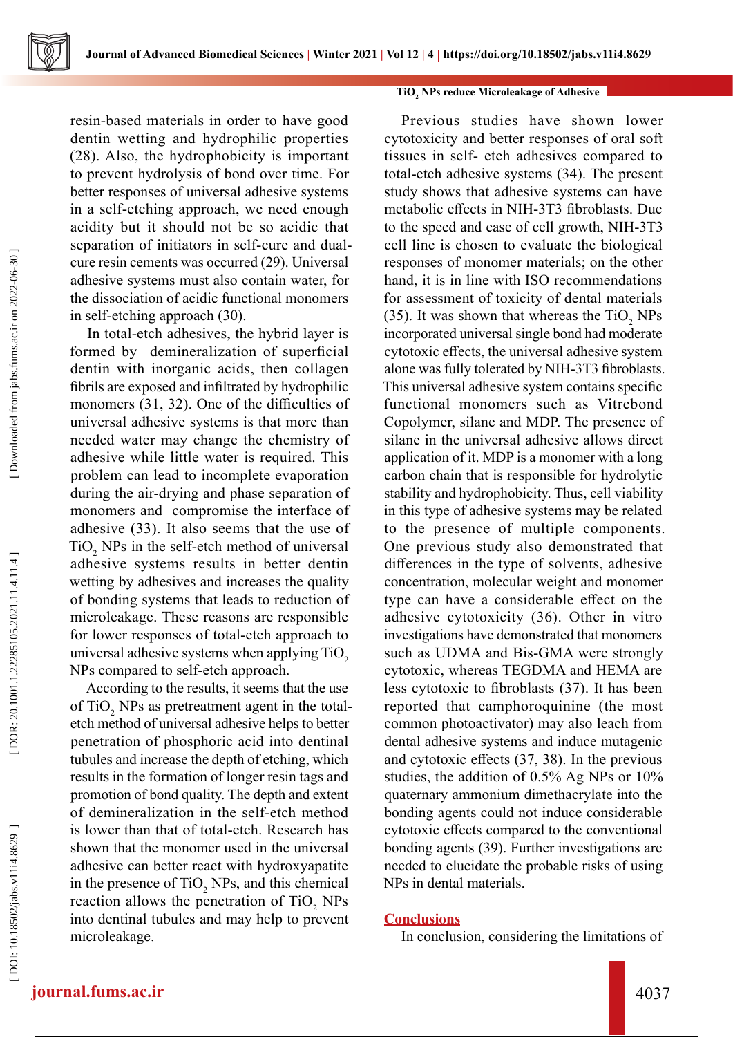resin-based materials in order to have good dentin wetting and hydrophilic properties (28). Also, the hydrophobicity is important to prevent hydrolysis of bond over time. For better responses of universal adhesive systems in a self-etching approach, we need enough acidity but it should not be so acidic that separation of initiators in self-cure and dual-cure resin cements was occurred (29). Universal adhesive systems must also contain water, for the dissociation of acidic functional monomers in self-etching approach (30).

In total-etch adhesives, the hybrid layer is formed by demineralization of superficial dentin with inorganic acids, then collagen fibrils are exposed and infiltrated by hydrophilic monomers (31, 32). One of the difficulties of universal adhesive systems is that more than needed water may change the chemistry of adhesive while little water is required. This problem can lead to incomplete evaporation during the air-drying and phase separation of monomers and compromise the interface of adhesive (33). It also seems that the use of $TiO_2$ NPs in the self-etch method of universal adhesive systems results in better dentin wetting by adhesives and increases the quality of bonding systems that leads to reduction of microleakage. These reasons are responsible for lower responses of total-etch approach to universal adhesive systems when applying $TiO_2$ NPs compared to self-etch approach.

According to the results, it seems that the use of $TiO_2$ NPs as pretreatment agent in the total-etch method of universal adhesive helps to better penetration of phosphoric acid into dentinal tubules and increase the depth of etching, which results in the formation of longer resin tags and promotion of bond quality. The depth and extent of demineralization in the self-etch method is lower than that of total-etch. Research has shown that the monomer used in the universal adhesive can better react with hydroxyapatite in the presence of $TiO_2$ NPs, and this chemical reaction allows the penetration of $TiO_2$ NPs into dentinal tubules and may help to prevent microleakage.

Previous studies have shown lower cytotoxicity and better responses of oral soft tissues in self- etch adhesives compared to total-etch adhesive systems (34). The present study shows that adhesive systems can have metabolic effects in NIH-3T3 fibroblasts. Due to the speed and ease of cell growth, NIH-3T3 cell line is chosen to evaluate the biological responses of monomer materials; on the other hand, it is in line with ISO recommendations for assessment of toxicity of dental materials (35). It was shown that whereas the $TiO_2$ NPs incorporated universal single bond had moderate cytotoxic effects, the universal adhesive system alone was fully tolerated by NIH-3T3 fibroblasts. This universal adhesive system contains specific functional monomers such as Vitrebond Copolymer, silane and MDP. The presence of silane in the universal adhesive allows direct application of it. MDP is a monomer with a long carbon chain that is responsible for hydrolytic stability and hydrophobicity. Thus, cell viability in this type of adhesive systems may be related to the presence of multiple components. One previous study also demonstrated that differences in the type of solvents, adhesive concentration, molecular weight and monomer type can have a considerable effect on the adhesive cytotoxicity (36). Other in vitro investigations have demonstrated that monomers such as UDMA and Bis-GMA were strongly cytotoxic, whereas TEGDMA and HEMA are less cytotoxic to fibroblasts (37). It has been reported that camphoroquinine (the most common photoactivator) may also leach from dental adhesive systems and induce mutagenic and cytotoxic effects (37, 38). In the previous studies, the addition of 0.5% Ag NPs or 10% quaternary ammonium dimethacrylate into the bonding agents could not induce considerable cytotoxic effects compared to the conventional bonding agents (39). Further investigations are needed to elucidate the probable risks of using NPs in dental materials.

## Conclusions

In conclusion, considering the limitations of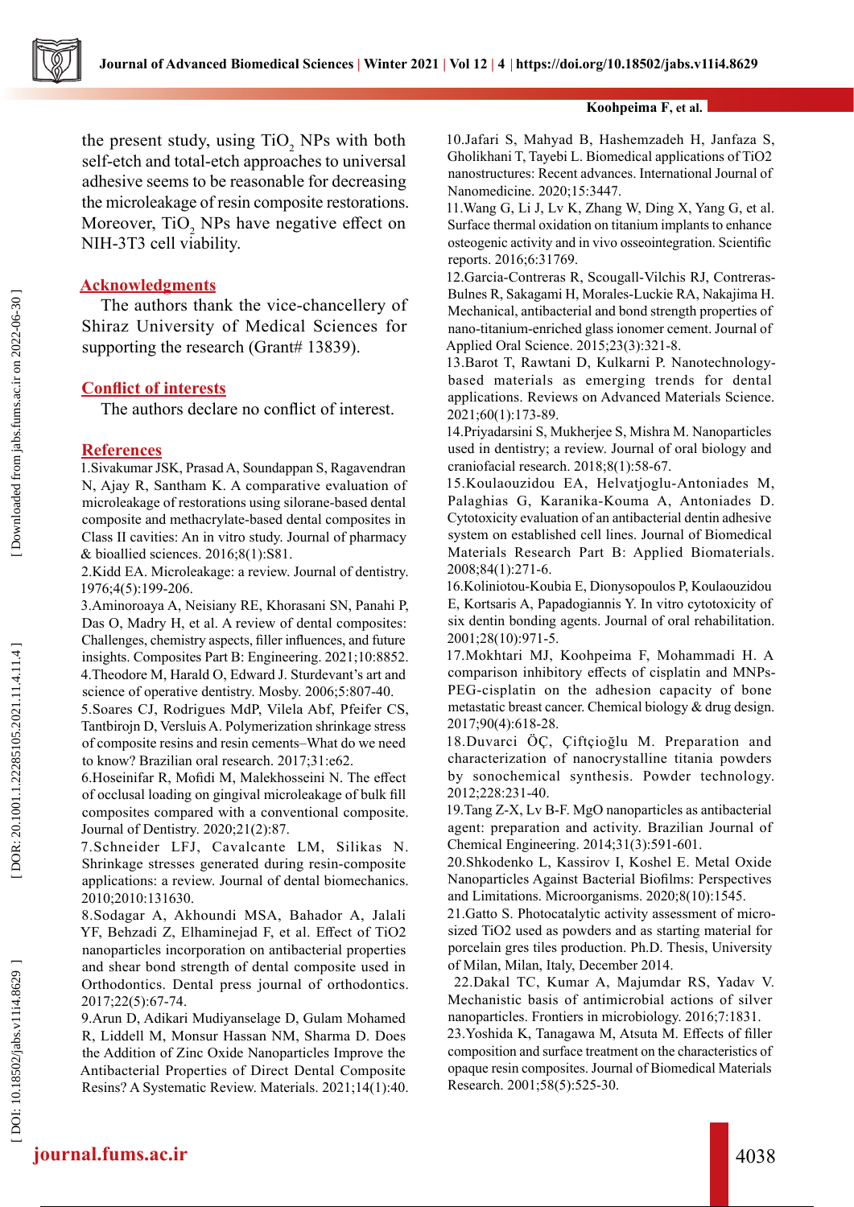the present study, using $TiO_2$ NPs with both self-etch and total-etch approaches to universal adhesive seems to be reasonable for decreasing the microleakage of resin composite restorations. Moreover, $TiO_2$ NPs have negative effect on NIH-3T3 cell viability.

## Acknowledgments

The authors thank the vice-chancellery of Shiraz University of Medical Sciences for supporting the research (Grant# 13839).

## Conflict of interests

The authors declare no conflict of interest.

## References

1.Sivakumar JSK, Prasad A, Soundappan S, Ragavendran N, Ajay R, Santham K. A comparative evaluation of microleakage of restorations using silorane-based dental composite and methacrylate-based dental composites in Class II cavities: An in vitro study. Journal of pharmacy & bioallied sciences. 2016;8(1):S81.

2.Kidd EA. Microleakage: a review. Journal of dentistry. 1976;4(5):199-206.

3.Aminoroaya A, Neisiany RE, Khorasani SN, Panahi P, Das O, Madry H, et al. A review of dental composites: Challenges, chemistry aspects, filler influences, and future insights. Composites Part B: Engineering. 2021;10:8852.

4.Theodore M, Harald O, Edward J. Sturdevant's art and science of operative dentistry. Mosby. 2006;5:807-40.

5.Soares CJ, Rodrigues MdP, Vilela Abf, Pfeifer CS, Tantbirojn D, Versluis A. Polymerization shrinkage stress of composite resins and resin cements–What do we need to know? Brazilian oral research. 2017;31:e62.

6.Hoseinifar R, Mofidi M, Malekhosseini N. The effect of occlusal loading on gingival microleakage of bulk fill composites compared with a conventional composite. Journal of Dentistry. 2020;21(2):87.

7.Schneider LFJ, Cavalcante LM, Silikas N. Shrinkage stresses generated during resin-composite applications: a review. Journal of dental biomechanics. 2010;2010:131630.

8.Sodagar A, Akhoundi MSA, Bahador A, Jalali YF, Behzadi Z, Elhaminejad F, et al. Effect of TiO2 nanoparticles incorporation on antibacterial properties and shear bond strength of dental composite used in Orthodontics. Dental press journal of orthodontics. 2017;22(5):67-74.

9.Arun D, Adikari Mudiyanselage D, Gulam Mohamed R, Liddell M, Monsur Hassan NM, Sharma D. Does the Addition of Zinc Oxide Nanoparticles Improve the Antibacterial Properties of Direct Dental Composite Resins? A Systematic Review. Materials. 2021;14(1):40.

10.Jafari S, Mahyad B, Hashemzadeh H, Janfaza S, Gholikhani T, Tayebi L. Biomedical applications of TiO2 nanostructures: Recent advances. International Journal of Nanomedicine. 2020;15:3447.

11.Wang G, Li J, Lv K, Zhang W, Ding X, Yang G, et al. Surface thermal oxidation on titanium implants to enhance osteogenic activity and in vivo osseointegration. Scientific reports. 2016;6:31769.

12.Garcia-Contreras R, Scougall-Vilchis RJ, Contreras-Bulnes R, Sakagami H, Morales-Luckie RA, Nakajima H. Mechanical, antibacterial and bond strength properties of nano-titanium-enriched glass ionomer cement. Journal of Applied Oral Science. 2015;23(3):321-8.

13.Barot T, Rawtani D, Kulkarni P. Nanotechnology-based materials as emerging trends for dental applications. Reviews on Advanced Materials Science. 2021;60(1):173-89.

14.Priyadarsini S, Mukherjee S, Mishra M. Nanoparticles used in dentistry; a review. Journal of oral biology and craniofacial research. 2018;8(1):58-67.

15.Koulaouzidou EA, Helvatjoglu-Antoniades M, Palaghias G, Karanika-Kouma A, Antoniades D. Cytotoxicity evaluation of an antibacterial dentin adhesive system on established cell lines. Journal of Biomedical Materials Research Part B: Applied Biomaterials. 2008;84(1):271-6.

16.Koliniotou-Koubia E, Dionysopoulos P, Koulaouzidou E, Kortsaris A, Papadogiannis Y. In vitro cytotoxicity of six dentin bonding agents. Journal of oral rehabilitation. 2001;28(10):971-5.

17.Mokhtari MJ, Koohpeima F, Mohammadi H. A comparison inhibitory effects of cisplatin and MNPs-PEG-cisplatin on the adhesion capacity of bone metastatic breast cancer. Chemical biology & drug design. 2017;90(4):618-28.

18.Duvarci ÖÇ, Çiftçioğlu M. Preparation and characterization of nanocrystalline titania powders by sonochemical synthesis. Powder technology. 2012;228:231-40.

19.Tang Z-X, Lv B-F. MgO nanoparticles as antibacterial agent: preparation and activity. Brazilian Journal of Chemical Engineering. 2014;31(3):591-601.

20.Shkodenko L, Kassirov I, Koshel E. Metal Oxide Nanoparticles Against Bacterial Biofilms: Perspectives and Limitations. Microorganisms. 2020;8(10):1545.

21.Gatto S. Photocatalytic activity assessment of micro-sized TiO2 used as powders and as starting material for porcelain gres tiles production. Ph.D. Thesis, University of Milan, Milan, Italy, December 2014.

22.Dakal TC, Kumar A, Majumdar RS, Yadav V. Mechanistic basis of antimicrobial actions of silver nanoparticles. Frontiers in microbiology. 2016;7:1831.

23.Yoshida K, Tanagawa M, Atsuta M. Effects of filler composition and surface treatment on the characteristics of opaque resin composites. Journal of Biomedical Materials Research. 2001;58(5):525-30.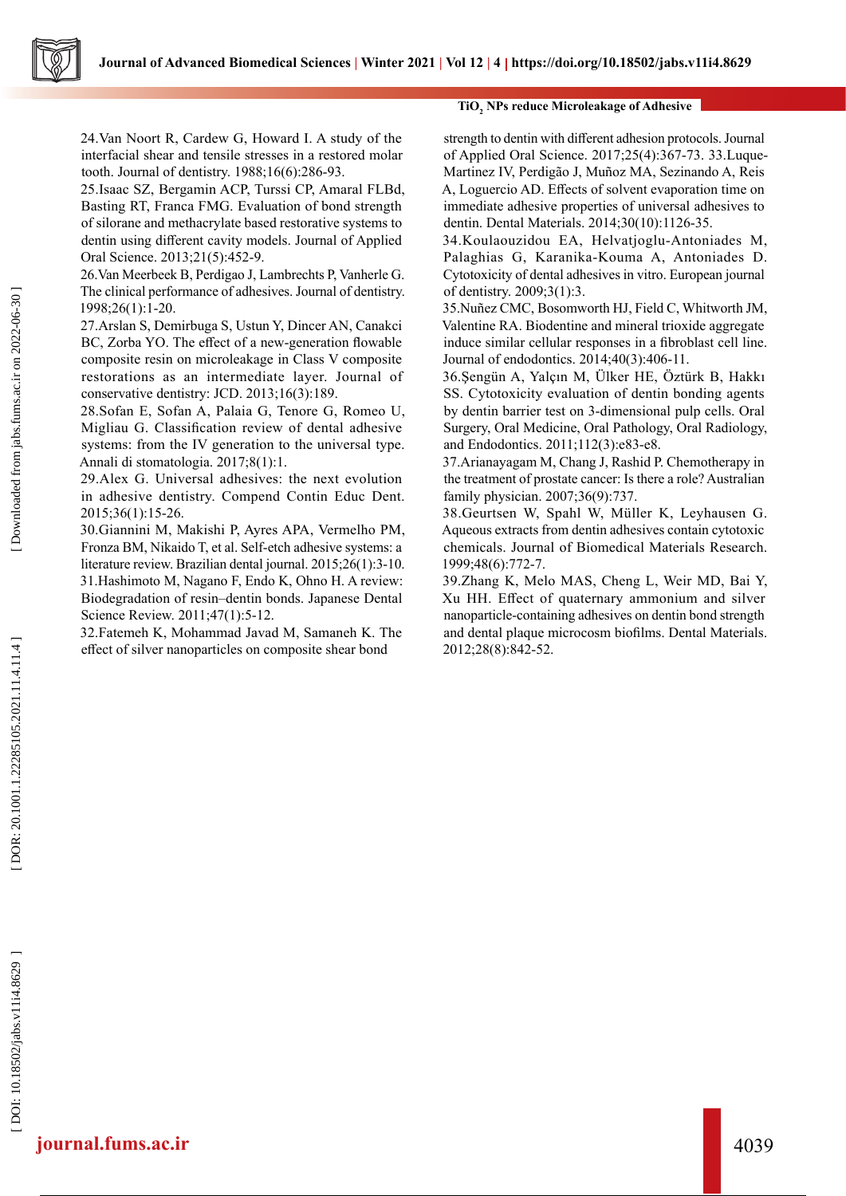24.Van Noort R, Cardew G, Howard I. A study of the interfacial shear and tensile stresses in a restored molar tooth. Journal of dentistry. 1988;16(6):286-93.

25.Isaac SZ, Bergamin ACP, Turssi CP, Amaral FLBd, Basting RT, Franca FMG. Evaluation of bond strength of silorane and methacrylate based restorative systems to dentin using different cavity models. Journal of Applied Oral Science. 2013;21(5):452-9.

26.Van Meerbeek B, Perdigao J, Lambrechts P, Vanherle G. The clinical performance of adhesives. Journal of dentistry. 1998;26(1):1-20.

27.Arslan S, Demirbuga S, Ustun Y, Dincer AN, Canakci BC, Zorba YO. The effect of a new-generation flowable composite resin on microleakage in Class V composite restorations as an intermediate layer. Journal of conservative dentistry: JCD. 2013;16(3):189.

28.Sofan E, Sofan A, Palaia G, Tenore G, Romeo U, Migliau G. Classification review of dental adhesive systems: from the IV generation to the universal type. Annali di stomatologia. 2017;8(1):1.

29.Alex G. Universal adhesives: the next evolution in adhesive dentistry. Compend Contin Educ Dent. 2015;36(1):15-26.

30.Giannini M, Makishi P, Ayres APA, Vermelho PM, Fronza BM, Nikaido T, et al. Self-etch adhesive systems: a literature review. Brazilian dental journal. 2015;26(1):3-10.

31.Hashimoto M, Nagano F, Endo K, Ohno H. A review: Biodegradation of resin–dentin bonds. Japanese Dental Science Review. 2011;47(1):5-12.

32.Fatemeh K, Mohammad Javad M, Samaneh K. The effect of silver nanoparticles on composite shear bond strength to dentin with different adhesion protocols. Journal of Applied Oral Science. 2017;25(4):367-73.

33.Luque-Martinez IV, Perdigão J, Muñoz MA, Sezinando A, Reis A, Loguercio AD. Effects of solvent evaporation time on immediate adhesive properties of universal adhesives to dentin. Dental Materials. 2014;30(10):1126-35.

34.Koulaouzidou EA, Helvatjoglu-Antoniades M, Palaghias G, Karanika-Kouma A, Antoniades D. Cytotoxicity of dental adhesives in vitro. European journal of dentistry. 2009;3(1):3.

35.Nuñez CMC, Bosomworth HJ, Field C, Whitworth JM, Valentine RA. Biodentine and mineral trioxide aggregate induce similar cellular responses in a fibroblast cell line. Journal of endodontics. 2014;40(3):406-11.

36.Şengün A, Yalçın M, Ülker HE, Öztürk B, Hakkı SS. Cytotoxicity evaluation of dentin bonding agents by dentin barrier test on 3-dimensional pulp cells. Oral Surgery, Oral Medicine, Oral Pathology, Oral Radiology, and Endodontics. 2011;112(3):e83-e8.

37.Arianayagam M, Chang J, Rashid P. Chemotherapy in the treatment of prostate cancer: Is there a role? Australian family physician. 2007;36(9):737.

38.Geurtsen W, Spahl W, Müller K, Leyhausen G. Aqueous extracts from dentin adhesives contain cytotoxic chemicals. Journal of Biomedical Materials Research. 1999;48(6):772-7.

39.Zhang K, Melo MAS, Cheng L, Weir MD, Bai Y, Xu HH. Effect of quaternary ammonium and silver nanoparticle-containing adhesives on dentin bond strength and dental plaque microcosm biofilms. Dental Materials. 2012;28(8):842-52.